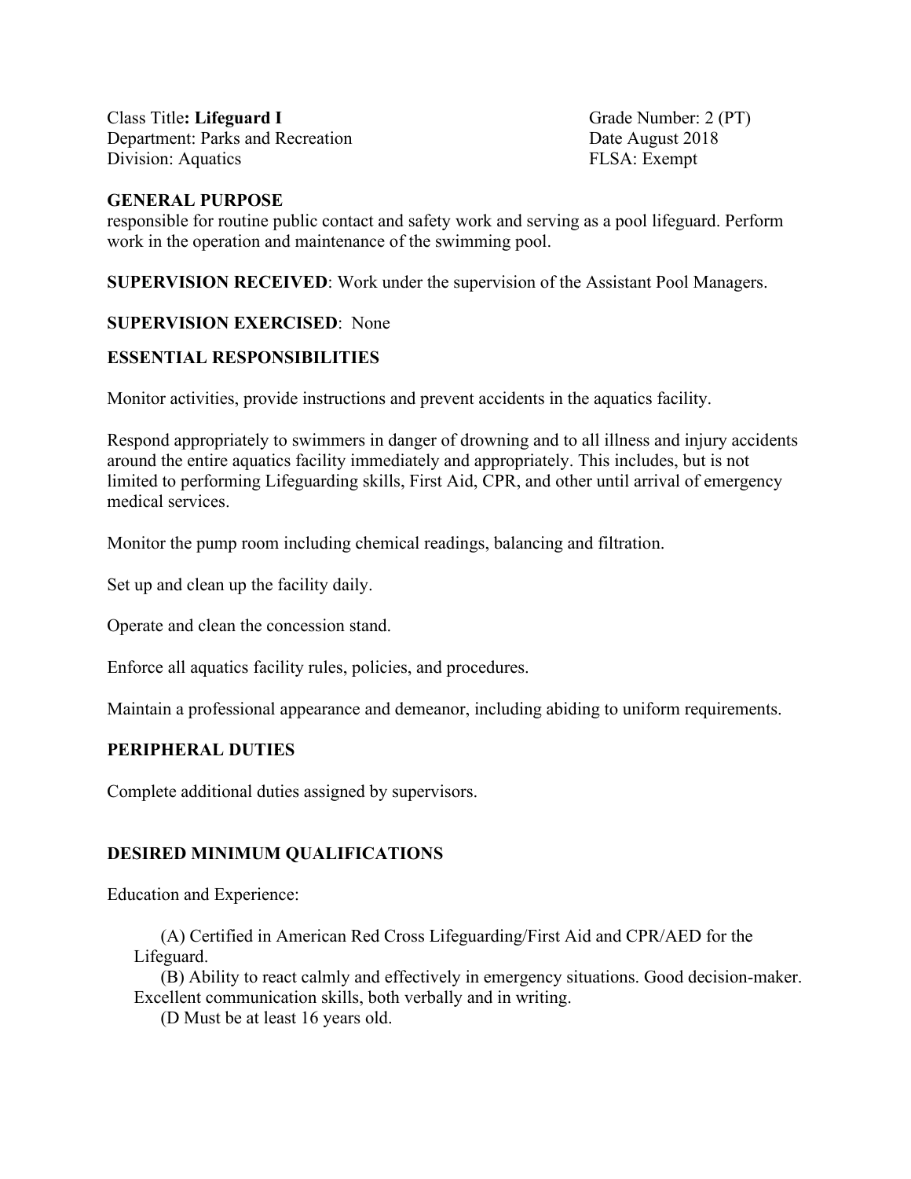Class Title**: Lifeguard I**
Department: Parks and Recreation
Division: Aquatics

Grade Number: 2 (PT)
Date August 2018
FLSA: Exempt

**GENERAL PURPOSE**

responsible for routine public contact and safety work and serving as a pool lifeguard. Perform work in the operation and maintenance of the swimming pool.

**SUPERVISION RECEIVED**: Work under the supervision of the Assistant Pool Managers.

**SUPERVISION EXERCISED**: None

**ESSENTIAL RESPONSIBILITIES**

Monitor activities, provide instructions and prevent accidents in the aquatics facility.

Respond appropriately to swimmers in danger of drowning and to all illness and injury accidents around the entire aquatics facility immediately and appropriately. This includes, but is not limited to performing Lifeguarding skills, First Aid, CPR, and other until arrival of emergency medical services.

Monitor the pump room including chemical readings, balancing and filtration.

Set up and clean up the facility daily.

Operate and clean the concession stand.

Enforce all aquatics facility rules, policies, and procedures.

Maintain a professional appearance and demeanor, including abiding to uniform requirements.

**PERIPHERAL DUTIES**

Complete additional duties assigned by supervisors.

**DESIRED MINIMUM QUALIFICATIONS**

Education and Experience:

(A) Certified in American Red Cross Lifeguarding/First Aid and CPR/AED for the Lifeguard.

(B) Ability to react calmly and effectively in emergency situations. Good decision-maker. Excellent communication skills, both verbally and in writing.

(D Must be at least 16 years old.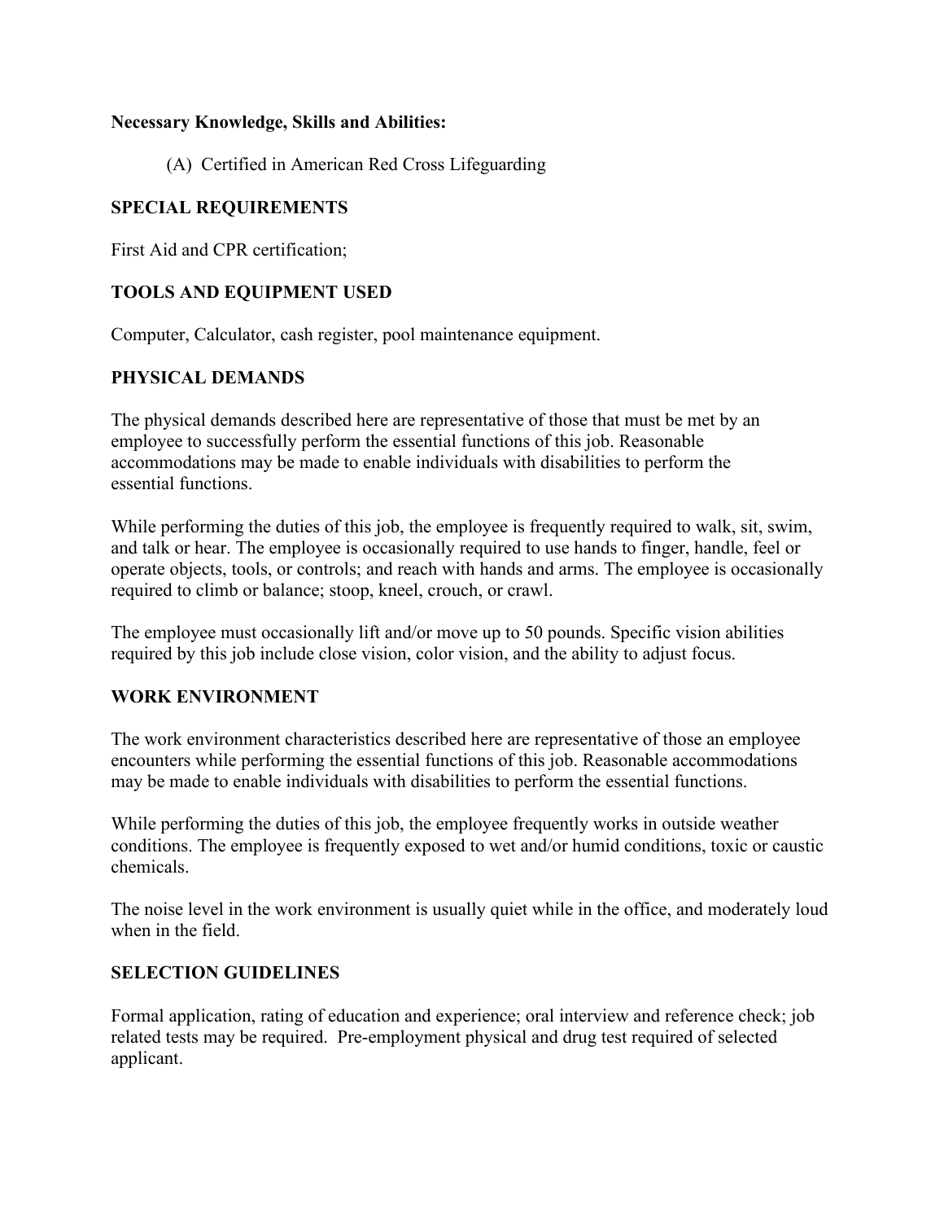**Necessary Knowledge, Skills and Abilities:**

(A) Certified in American Red Cross Lifeguarding

## SPECIAL REQUIREMENTS

First Aid and CPR certification;

## TOOLS AND EQUIPMENT USED

Computer, Calculator, cash register, pool maintenance equipment.

## PHYSICAL DEMANDS

The physical demands described here are representative of those that must be met by an employee to successfully perform the essential functions of this job. Reasonable accommodations may be made to enable individuals with disabilities to perform the essential functions.

While performing the duties of this job, the employee is frequently required to walk, sit, swim, and talk or hear. The employee is occasionally required to use hands to finger, handle, feel or operate objects, tools, or controls; and reach with hands and arms. The employee is occasionally required to climb or balance; stoop, kneel, crouch, or crawl.

The employee must occasionally lift and/or move up to 50 pounds. Specific vision abilities required by this job include close vision, color vision, and the ability to adjust focus.

## WORK ENVIRONMENT

The work environment characteristics described here are representative of those an employee encounters while performing the essential functions of this job. Reasonable accommodations may be made to enable individuals with disabilities to perform the essential functions.

While performing the duties of this job, the employee frequently works in outside weather conditions. The employee is frequently exposed to wet and/or humid conditions, toxic or caustic chemicals.

The noise level in the work environment is usually quiet while in the office, and moderately loud when in the field.

## SELECTION GUIDELINES

Formal application, rating of education and experience; oral interview and reference check; job related tests may be required. Pre-employment physical and drug test required of selected applicant.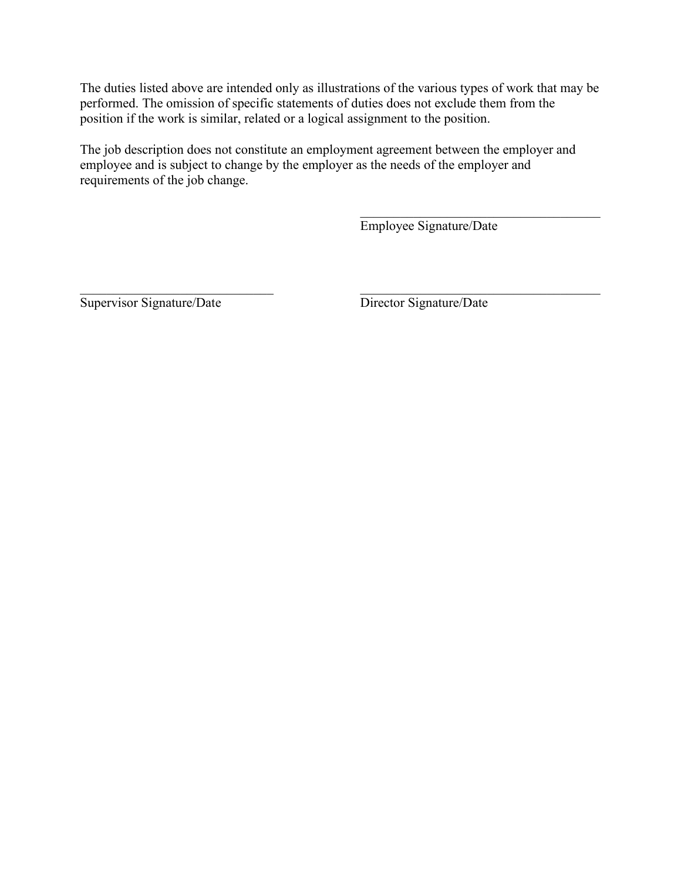The duties listed above are intended only as illustrations of the various types of work that may be performed. The omission of specific statements of duties does not exclude them from the position if the work is similar, related or a logical assignment to the position.

The job description does not constitute an employment agreement between the employer and employee and is subject to change by the employer as the needs of the employer and requirements of the job change.

\_\_\_\_\_\_\_\_\_\_\_\_\_\_\_\_\_\_\_\_\_\_\_\_\_\_\_\_\_\_\_\_\_\_\_\_
Employee Signature/Date

\_\_\_\_\_\_\_\_\_\_\_\_\_\_\_\_\_\_\_\_\_\_\_\_\_\_\_\_\_\_
Supervisor Signature/Date

\_\_\_\_\_\_\_\_\_\_\_\_\_\_\_\_\_\_\_\_\_\_\_\_\_\_\_\_\_\_\_\_\_\_\_\_
Director Signature/Date